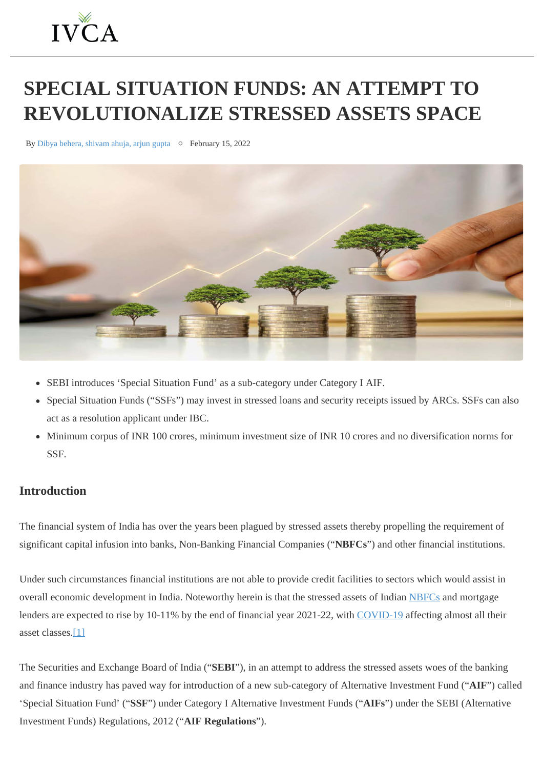# SPECIAL SITUATION FUNDS: AN ATTEMPT TO REVOLUTIONALIZE STRESSED ASSETS SPACE

By Dibya behera, shivam ahuja, arjun gupta ○ February 15, 2022

- SEBI introduces 'Special Situation Fund' as a sub-category under Category I AIF.
- Special Situation Funds ("SSFs") may invest in stressed loans and security receipts issued by ARCs. SSFs can also act as a resolution applicant under IBC.
- Minimum corpus of INR 100 crores, minimum investment size of INR 10 crores and no diversification norms for SSF.

## Introduction

The financial system of India has over the years been plagued by stressed assets thereby propelling the requirement of significant capital infusion into banks, Non-Banking Financial Companies ("**NBFCs**") and other financial institutions.

Under such circumstances financial institutions are not able to provide credit facilities to sectors which would assist in overall economic development in India. Noteworthy herein is that the stressed assets of Indian NBFCs and mortgage lenders are expected to rise by 10-11% by the end of financial year 2021-22, with COVID-19 affecting almost all their asset classes.[1]

The Securities and Exchange Board of India ("**SEBI**"), in an attempt to address the stressed assets woes of the banking and finance industry has paved way for introduction of a new sub-category of Alternative Investment Fund ("**AIF**") called 'Special Situation Fund' ("**SSF**") under Category I Alternative Investment Funds ("**AIFs**") under the SEBI (Alternative Investment Funds) Regulations, 2012 ("**AIF Regulations**").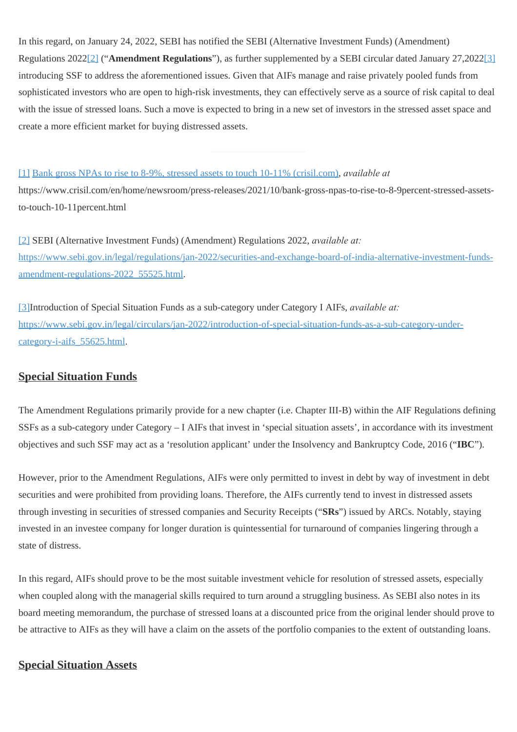In this regard, on January 24, 2022, SEBI has notified the SEBI (Alternative Investment Funds) (Amendment) Regulations 2022[2] ("**Amendment Regulations**"), as further supplemented by a SEBI circular dated January 27,2022[3] introducing SSF to address the aforementioned issues. Given that AIFs manage and raise privately pooled funds from sophisticated investors who are open to high-risk investments, they can effectively serve as a source of risk capital to deal with the issue of stressed loans. Such a move is expected to bring in a new set of investors in the stressed asset space and create a more efficient market for buying distressed assets.

---

[1] Bank gross NPAs to rise to 8-9%, stressed assets to touch 10-11% (crisil.com), *available at* https://www.crisil.com/en/home/newsroom/press-releases/2021/10/bank-gross-npas-to-rise-to-8-9percent-stressed-assets-to-touch-10-11percent.html

[2] SEBI (Alternative Investment Funds) (Amendment) Regulations 2022, *available at:* https://www.sebi.gov.in/legal/regulations/jan-2022/securities-and-exchange-board-of-india-alternative-investment-funds-amendment-regulations-2022_55525.html.

[3]Introduction of Special Situation Funds as a sub-category under Category I AIFs, *available at:* https://www.sebi.gov.in/legal/circulars/jan-2022/introduction-of-special-situation-funds-as-a-sub-category-under-category-i-aifs_55625.html.

## Special Situation Funds

The Amendment Regulations primarily provide for a new chapter (i.e. Chapter III-B) within the AIF Regulations defining SSFs as a sub-category under Category – I AIFs that invest in 'special situation assets', in accordance with its investment objectives and such SSF may act as a 'resolution applicant' under the Insolvency and Bankruptcy Code, 2016 ("**IBC**").

However, prior to the Amendment Regulations, AIFs were only permitted to invest in debt by way of investment in debt securities and were prohibited from providing loans. Therefore, the AIFs currently tend to invest in distressed assets through investing in securities of stressed companies and Security Receipts ("**SRs**") issued by ARCs. Notably, staying invested in an investee company for longer duration is quintessential for turnaround of companies lingering through a state of distress.

In this regard, AIFs should prove to be the most suitable investment vehicle for resolution of stressed assets, especially when coupled along with the managerial skills required to turn around a struggling business. As SEBI also notes in its board meeting memorandum, the purchase of stressed loans at a discounted price from the original lender should prove to be attractive to AIFs as they will have a claim on the assets of the portfolio companies to the extent of outstanding loans.

## Special Situation Assets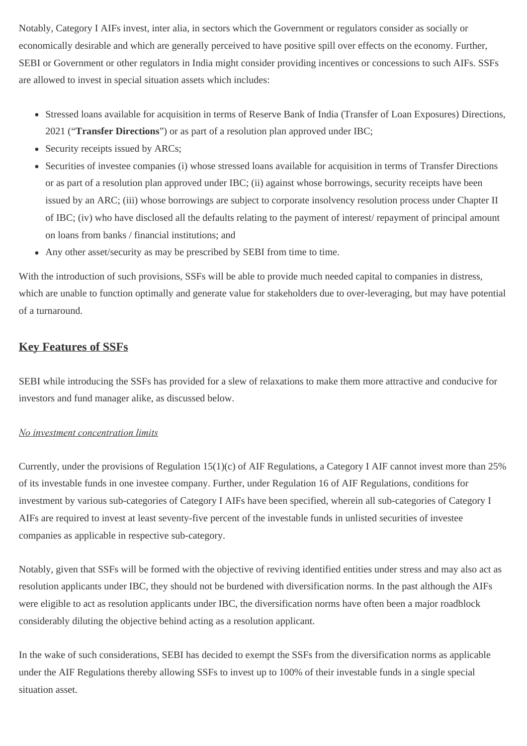Notably, Category I AIFs invest, inter alia, in sectors which the Government or regulators consider as socially or economically desirable and which are generally perceived to have positive spill over effects on the economy. Further, SEBI or Government or other regulators in India might consider providing incentives or concessions to such AIFs. SSFs are allowed to invest in special situation assets which includes:

- Stressed loans available for acquisition in terms of Reserve Bank of India (Transfer of Loan Exposures) Directions, 2021 ("**Transfer Directions**") or as part of a resolution plan approved under IBC;
- Security receipts issued by ARCs;
- Securities of investee companies (i) whose stressed loans available for acquisition in terms of Transfer Directions or as part of a resolution plan approved under IBC; (ii) against whose borrowings, security receipts have been issued by an ARC; (iii) whose borrowings are subject to corporate insolvency resolution process under Chapter II of IBC; (iv) who have disclosed all the defaults relating to the payment of interest/ repayment of principal amount on loans from banks / financial institutions; and
- Any other asset/security as may be prescribed by SEBI from time to time.

With the introduction of such provisions, SSFs will be able to provide much needed capital to companies in distress, which are unable to function optimally and generate value for stakeholders due to over-leveraging, but may have potential of a turnaround.

## Key Features of SSFs

SEBI while introducing the SSFs has provided for a slew of relaxations to make them more attractive and conducive for investors and fund manager alike, as discussed below.

*No investment concentration limits*

Currently, under the provisions of Regulation 15(1)(c) of AIF Regulations, a Category I AIF cannot invest more than 25% of its investable funds in one investee company. Further, under Regulation 16 of AIF Regulations, conditions for investment by various sub-categories of Category I AIFs have been specified, wherein all sub-categories of Category I AIFs are required to invest at least seventy-five percent of the investable funds in unlisted securities of investee companies as applicable in respective sub-category.

Notably, given that SSFs will be formed with the objective of reviving identified entities under stress and may also act as resolution applicants under IBC, they should not be burdened with diversification norms. In the past although the AIFs were eligible to act as resolution applicants under IBC, the diversification norms have often been a major roadblock considerably diluting the objective behind acting as a resolution applicant.

In the wake of such considerations, SEBI has decided to exempt the SSFs from the diversification norms as applicable under the AIF Regulations thereby allowing SSFs to invest up to 100% of their investable funds in a single special situation asset.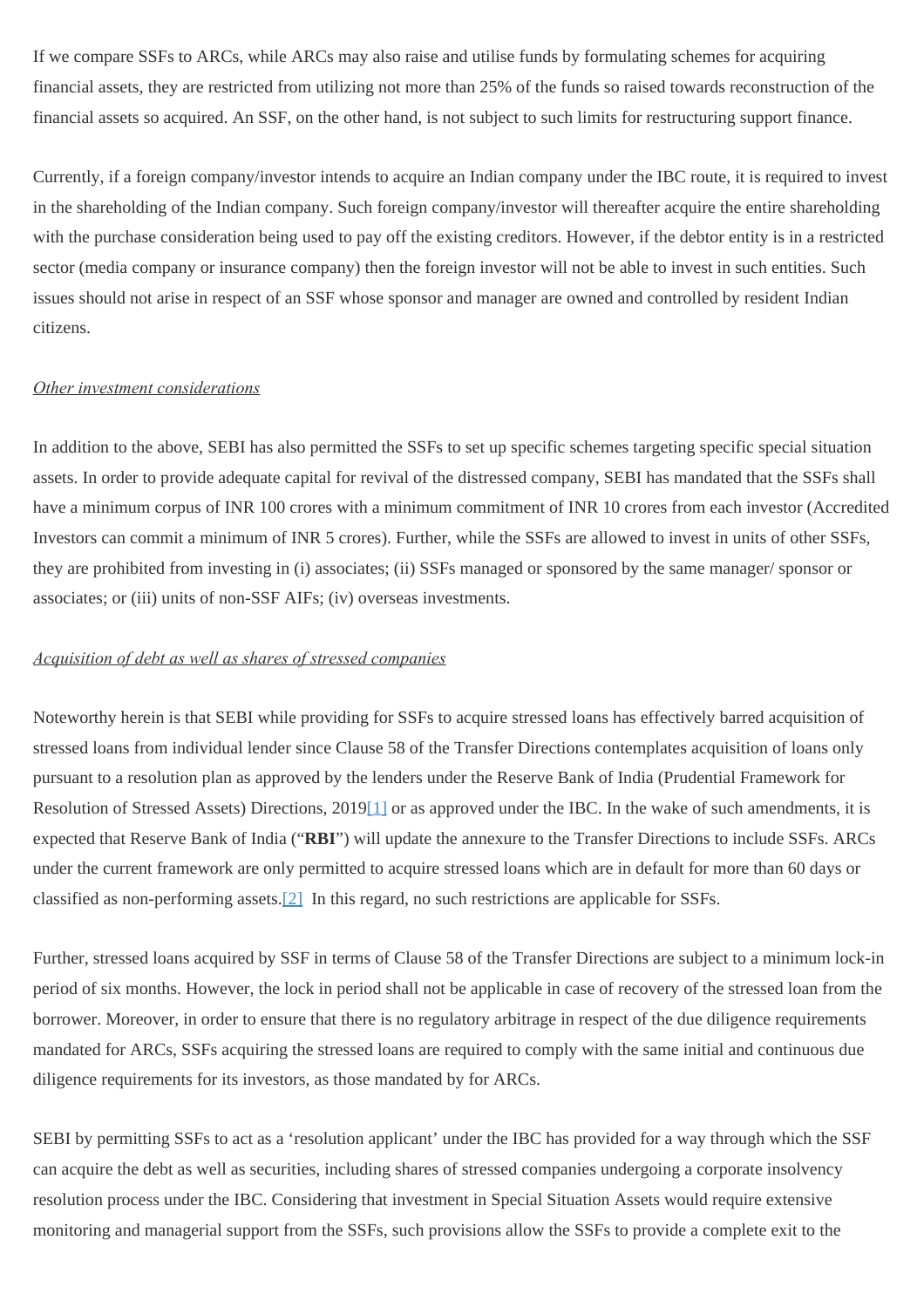If we compare SSFs to ARCs, while ARCs may also raise and utilise funds by formulating schemes for acquiring financial assets, they are restricted from utilizing not more than 25% of the funds so raised towards reconstruction of the financial assets so acquired. An SSF, on the other hand, is not subject to such limits for restructuring support finance.

Currently, if a foreign company/investor intends to acquire an Indian company under the IBC route, it is required to invest in the shareholding of the Indian company. Such foreign company/investor will thereafter acquire the entire shareholding with the purchase consideration being used to pay off the existing creditors. However, if the debtor entity is in a restricted sector (media company or insurance company) then the foreign investor will not be able to invest in such entities. Such issues should not arise in respect of an SSF whose sponsor and manager are owned and controlled by resident Indian citizens.

*Other investment considerations*

In addition to the above, SEBI has also permitted the SSFs to set up specific schemes targeting specific special situation assets. In order to provide adequate capital for revival of the distressed company, SEBI has mandated that the SSFs shall have a minimum corpus of INR 100 crores with a minimum commitment of INR 10 crores from each investor (Accredited Investors can commit a minimum of INR 5 crores). Further, while the SSFs are allowed to invest in units of other SSFs, they are prohibited from investing in (i) associates; (ii) SSFs managed or sponsored by the same manager/ sponsor or associates; or (iii) units of non-SSF AIFs; (iv) overseas investments.

*Acquisition of debt as well as shares of stressed companies*

Noteworthy herein is that SEBI while providing for SSFs to acquire stressed loans has effectively barred acquisition of stressed loans from individual lender since Clause 58 of the Transfer Directions contemplates acquisition of loans only pursuant to a resolution plan as approved by the lenders under the Reserve Bank of India (Prudential Framework for Resolution of Stressed Assets) Directions, 2019[1] or as approved under the IBC. In the wake of such amendments, it is expected that Reserve Bank of India ("**RBI**") will update the annexure to the Transfer Directions to include SSFs. ARCs under the current framework are only permitted to acquire stressed loans which are in default for more than 60 days or classified as non-performing assets.[2] In this regard, no such restrictions are applicable for SSFs.

Further, stressed loans acquired by SSF in terms of Clause 58 of the Transfer Directions are subject to a minimum lock-in period of six months. However, the lock in period shall not be applicable in case of recovery of the stressed loan from the borrower. Moreover, in order to ensure that there is no regulatory arbitrage in respect of the due diligence requirements mandated for ARCs, SSFs acquiring the stressed loans are required to comply with the same initial and continuous due diligence requirements for its investors, as those mandated by for ARCs.

SEBI by permitting SSFs to act as a 'resolution applicant' under the IBC has provided for a way through which the SSF can acquire the debt as well as securities, including shares of stressed companies undergoing a corporate insolvency resolution process under the IBC. Considering that investment in Special Situation Assets would require extensive monitoring and managerial support from the SSFs, such provisions allow the SSFs to provide a complete exit to the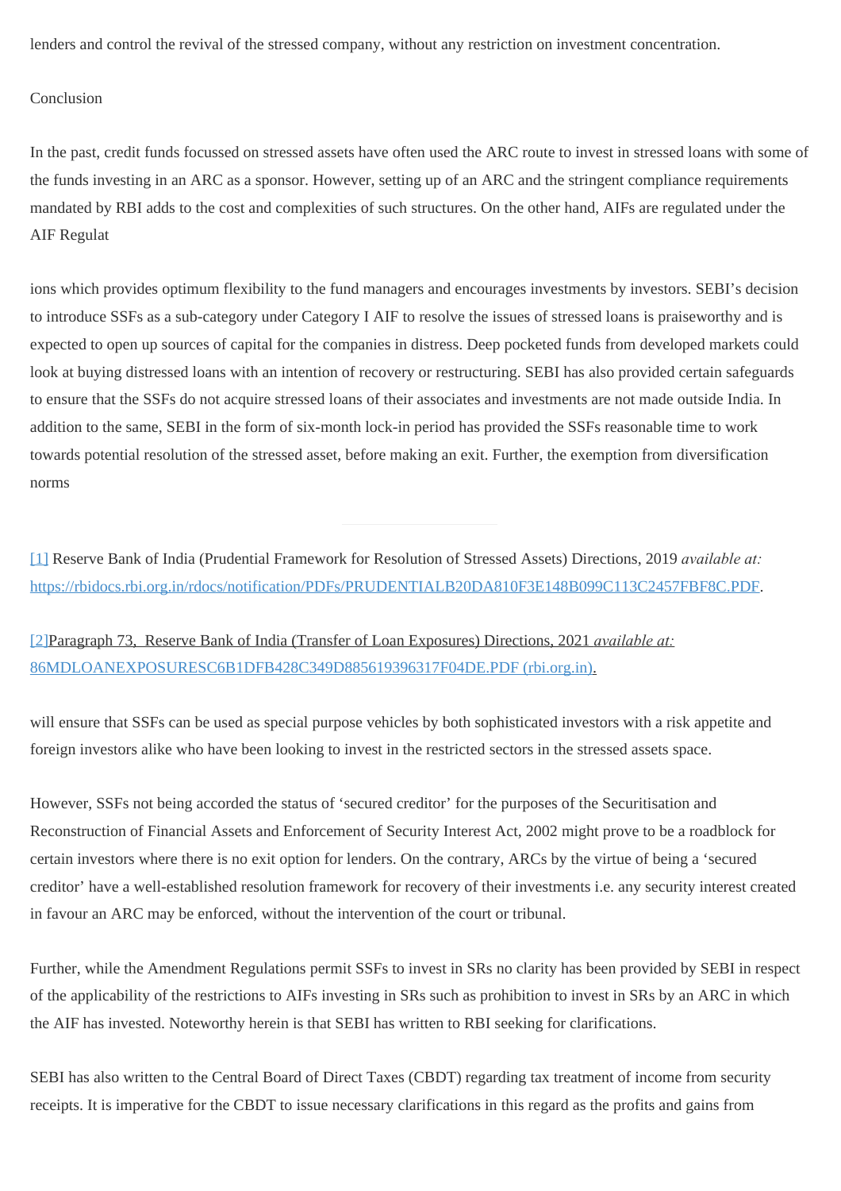lenders and control the revival of the stressed company, without any restriction on investment concentration.

Conclusion

In the past, credit funds focussed on stressed assets have often used the ARC route to invest in stressed loans with some of the funds investing in an ARC as a sponsor. However, setting up of an ARC and the stringent compliance requirements mandated by RBI adds to the cost and complexities of such structures. On the other hand, AIFs are regulated under the AIF Regulat

ions which provides optimum flexibility to the fund managers and encourages investments by investors. SEBI's decision to introduce SSFs as a sub-category under Category I AIF to resolve the issues of stressed loans is praiseworthy and is expected to open up sources of capital for the companies in distress. Deep pocketed funds from developed markets could look at buying distressed loans with an intention of recovery or restructuring. SEBI has also provided certain safeguards to ensure that the SSFs do not acquire stressed loans of their associates and investments are not made outside India. In addition to the same, SEBI in the form of six-month lock-in period has provided the SSFs reasonable time to work towards potential resolution of the stressed asset, before making an exit. Further, the exemption from diversification norms

---

[1] Reserve Bank of India (Prudential Framework for Resolution of Stressed Assets) Directions, 2019 *available at:* https://rbidocs.rbi.org.in/rdocs/notification/PDFs/PRUDENTIALB20DA810F3E148B099C113C2457FBF8C.PDF.

[2]Paragraph 73, Reserve Bank of India (Transfer of Loan Exposures) Directions, 2021 *available at:* 86MDLOANEXPOSURESC6B1DFB428C349D885619396317F04DE.PDF (rbi.org.in).

will ensure that SSFs can be used as special purpose vehicles by both sophisticated investors with a risk appetite and foreign investors alike who have been looking to invest in the restricted sectors in the stressed assets space.

However, SSFs not being accorded the status of 'secured creditor' for the purposes of the Securitisation and Reconstruction of Financial Assets and Enforcement of Security Interest Act, 2002 might prove to be a roadblock for certain investors where there is no exit option for lenders. On the contrary, ARCs by the virtue of being a 'secured creditor' have a well-established resolution framework for recovery of their investments i.e. any security interest created in favour an ARC may be enforced, without the intervention of the court or tribunal.

Further, while the Amendment Regulations permit SSFs to invest in SRs no clarity has been provided by SEBI in respect of the applicability of the restrictions to AIFs investing in SRs such as prohibition to invest in SRs by an ARC in which the AIF has invested. Noteworthy herein is that SEBI has written to RBI seeking for clarifications.

SEBI has also written to the Central Board of Direct Taxes (CBDT) regarding tax treatment of income from security receipts. It is imperative for the CBDT to issue necessary clarifications in this regard as the profits and gains from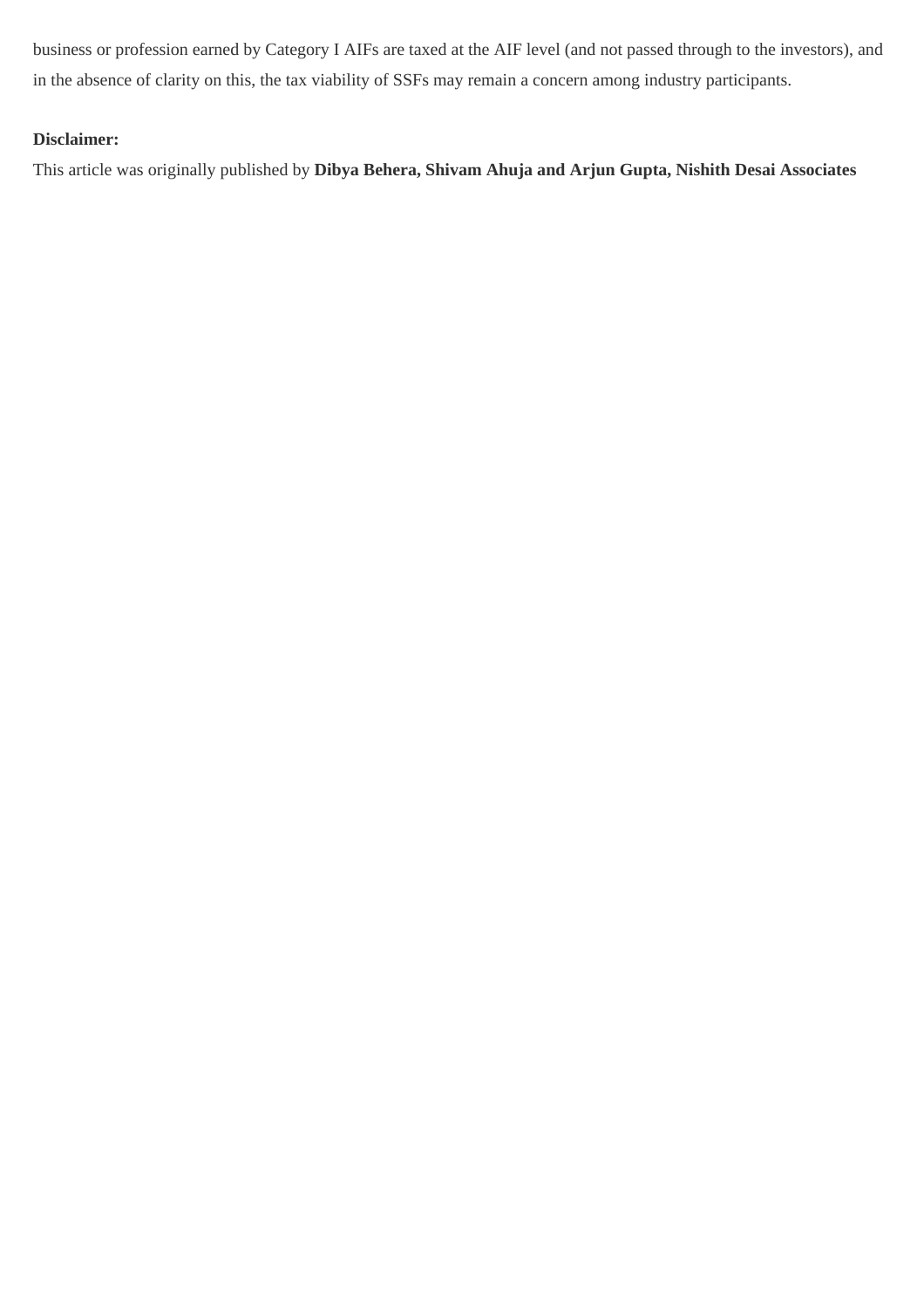business or profession earned by Category I AIFs are taxed at the AIF level (and not passed through to the investors), and in the absence of clarity on this, the tax viability of SSFs may remain a concern among industry participants.

**Disclaimer:**

This article was originally published by **Dibya Behera, Shivam Ahuja and Arjun Gupta, Nishith Desai Associates**